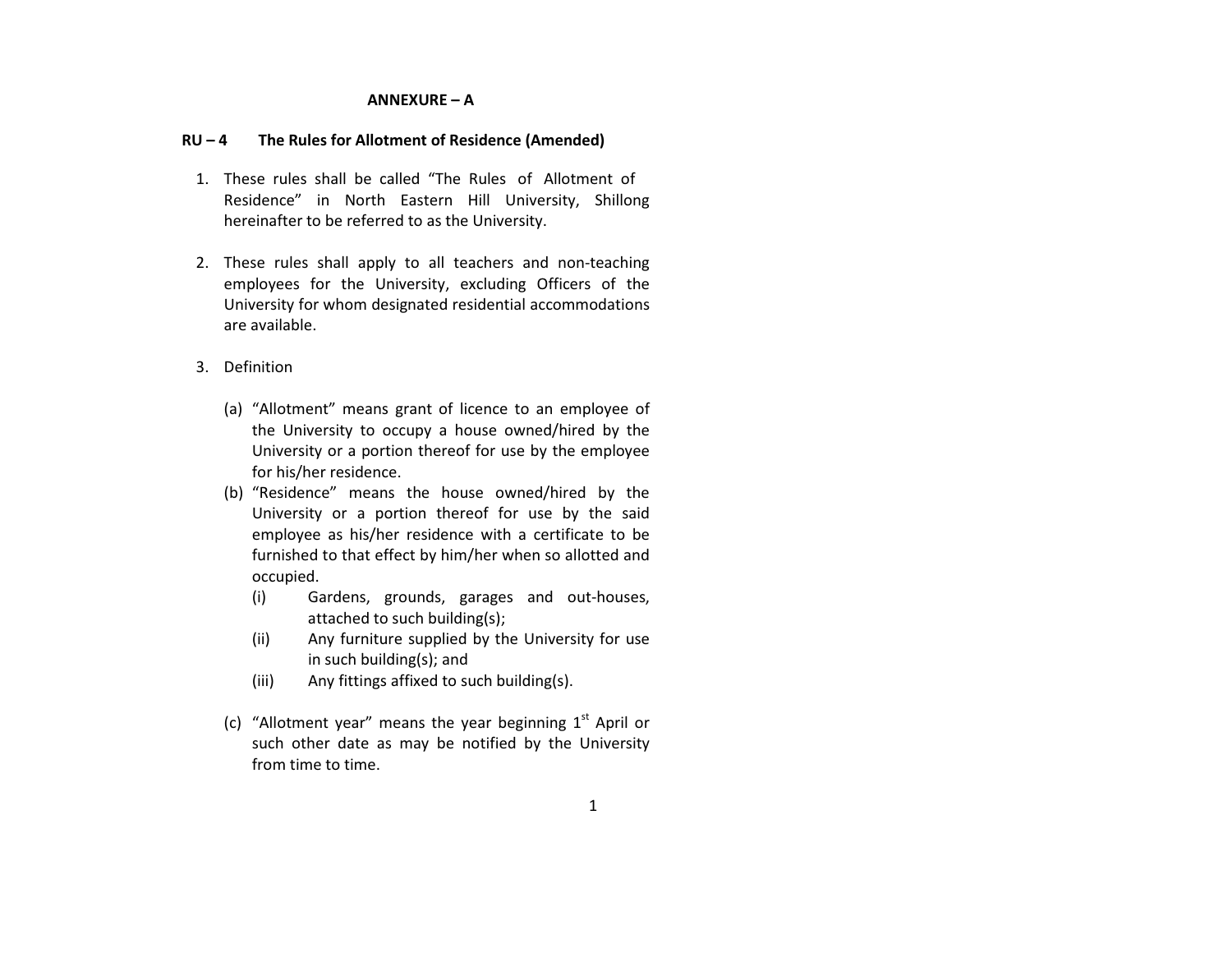# ANNEXURE – A

## RU – 4 The Rules for Allotment of Residence (Amended)

1. These rules shall be called "The Rules of Allotment of Residence" in North Eastern Hill University, Shillong hereinafter to be referred to as the University.

2. These rules shall apply to all teachers and non-teaching employees for the University, excluding Officers of the University for whom designated residential accommodations are available.

3. Definition

   (a) "Allotment" means grant of licence to an employee of the University to occupy a house owned/hired by the University or a portion thereof for use by the employee for his/her residence.

   (b) "Residence" means the house owned/hired by the University or a portion thereof for use by the said employee as his/her residence with a certificate to be furnished to that effect by him/her when so allotted and occupied.

      (i) Gardens, grounds, garages and out-houses, attached to such building(s);

      (ii) Any furniture supplied by the University for use in such building(s); and

      (iii) Any fittings affixed to such building(s).

   (c) "Allotment year" means the year beginning 1st April or such other date as may be notified by the University from time to time.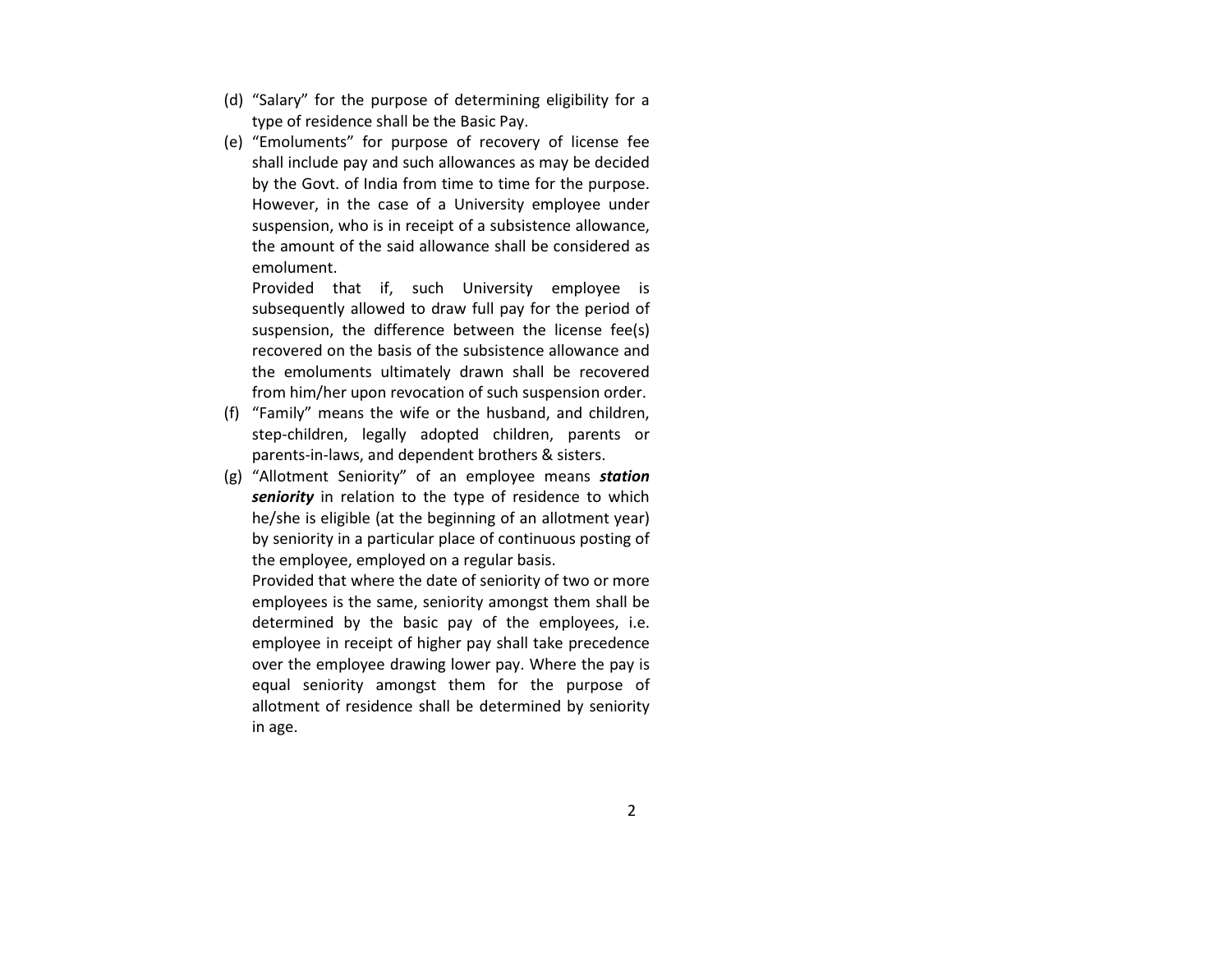(d) "Salary" for the purpose of determining eligibility for a type of residence shall be the Basic Pay.

(e) "Emoluments" for purpose of recovery of license fee shall include pay and such allowances as may be decided by the Govt. of India from time to time for the purpose. However, in the case of a University employee under suspension, who is in receipt of a subsistence allowance, the amount of the said allowance shall be considered as emolument.

    Provided that if, such University employee is subsequently allowed to draw full pay for the period of suspension, the difference between the license fee(s) recovered on the basis of the subsistence allowance and the emoluments ultimately drawn shall be recovered from him/her upon revocation of such suspension order.

(f) "Family" means the wife or the husband, and children, step-children, legally adopted children, parents or parents-in-laws, and dependent brothers & sisters.

(g) "Allotment Seniority" of an employee means ***station seniority*** in relation to the type of residence to which he/she is eligible (at the beginning of an allotment year) by seniority in a particular place of continuous posting of the employee, employed on a regular basis.

    Provided that where the date of seniority of two or more employees is the same, seniority amongst them shall be determined by the basic pay of the employees, i.e. employee in receipt of higher pay shall take precedence over the employee drawing lower pay. Where the pay is equal seniority amongst them for the purpose of allotment of residence shall be determined by seniority in age.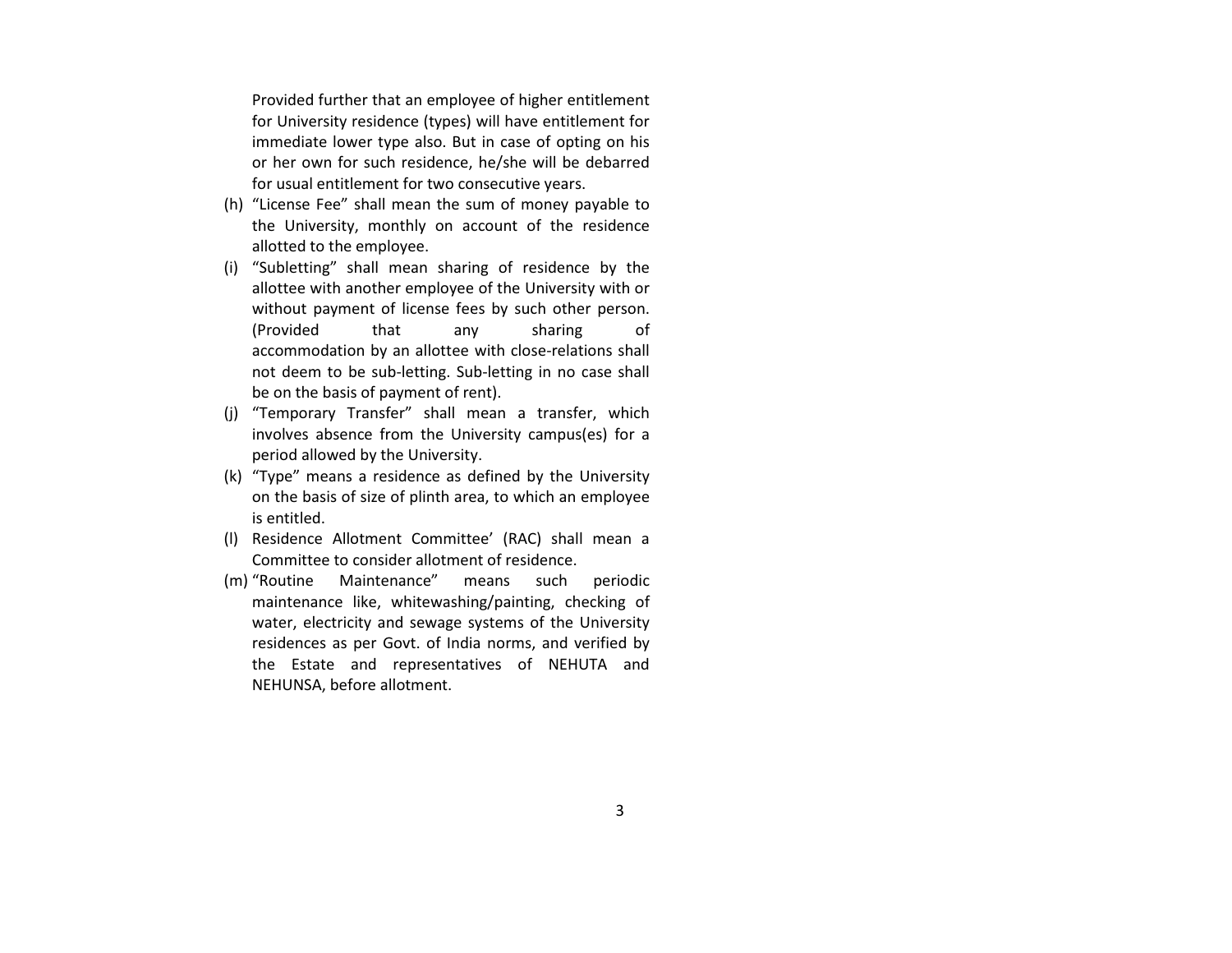Provided further that an employee of higher entitlement for University residence (types) will have entitlement for immediate lower type also. But in case of opting on his or her own for such residence, he/she will be debarred for usual entitlement for two consecutive years.

(h) "License Fee" shall mean the sum of money payable to the University, monthly on account of the residence allotted to the employee.

(i) "Subletting" shall mean sharing of residence by the allottee with another employee of the University with or without payment of license fees by such other person. (Provided that any sharing of accommodation by an allottee with close-relations shall not deem to be sub-letting. Sub-letting in no case shall be on the basis of payment of rent).

(j) "Temporary Transfer" shall mean a transfer, which involves absence from the University campus(es) for a period allowed by the University.

(k) "Type" means a residence as defined by the University on the basis of size of plinth area, to which an employee is entitled.

(l) Residence Allotment Committee' (RAC) shall mean a Committee to consider allotment of residence.

(m) "Routine Maintenance" means such periodic maintenance like, whitewashing/painting, checking of water, electricity and sewage systems of the University residences as per Govt. of India norms, and verified by the Estate and representatives of NEHUTA and NEHUNSA, before allotment.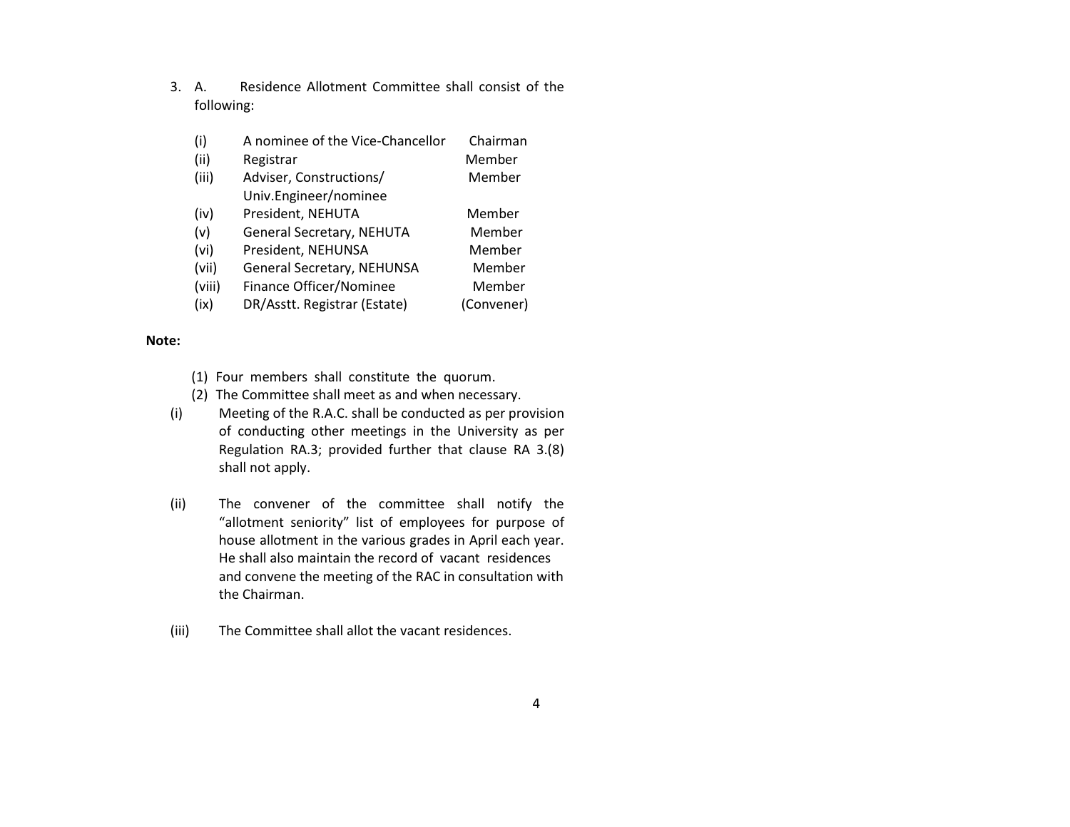3. A. Residence Allotment Committee shall consist of the following:

| | | |
|---|---|---|
| (i) | A nominee of the Vice-Chancellor | Chairman |
| (ii) | Registrar | Member |
| (iii) | Adviser, Constructions/ Univ.Engineer/nominee | Member |
| (iv) | President, NEHUTA | Member |
| (v) | General Secretary, NEHUTA | Member |
| (vi) | President, NEHUNSA | Member |
| (vii) | General Secretary, NEHUNSA | Member |
| (viii) | Finance Officer/Nominee | Member |
| (ix) | DR/Asstt. Registrar (Estate) | (Convener) |

**Note:**

(1) Four members shall constitute the quorum.

(2) The Committee shall meet as and when necessary.

(i) Meeting of the R.A.C. shall be conducted as per provision of conducting other meetings in the University as per Regulation RA.3; provided further that clause RA 3.(8) shall not apply.

(ii) The convener of the committee shall notify the "allotment seniority" list of employees for purpose of house allotment in the various grades in April each year. He shall also maintain the record of vacant residences and convene the meeting of the RAC in consultation with the Chairman.

(iii) The Committee shall allot the vacant residences.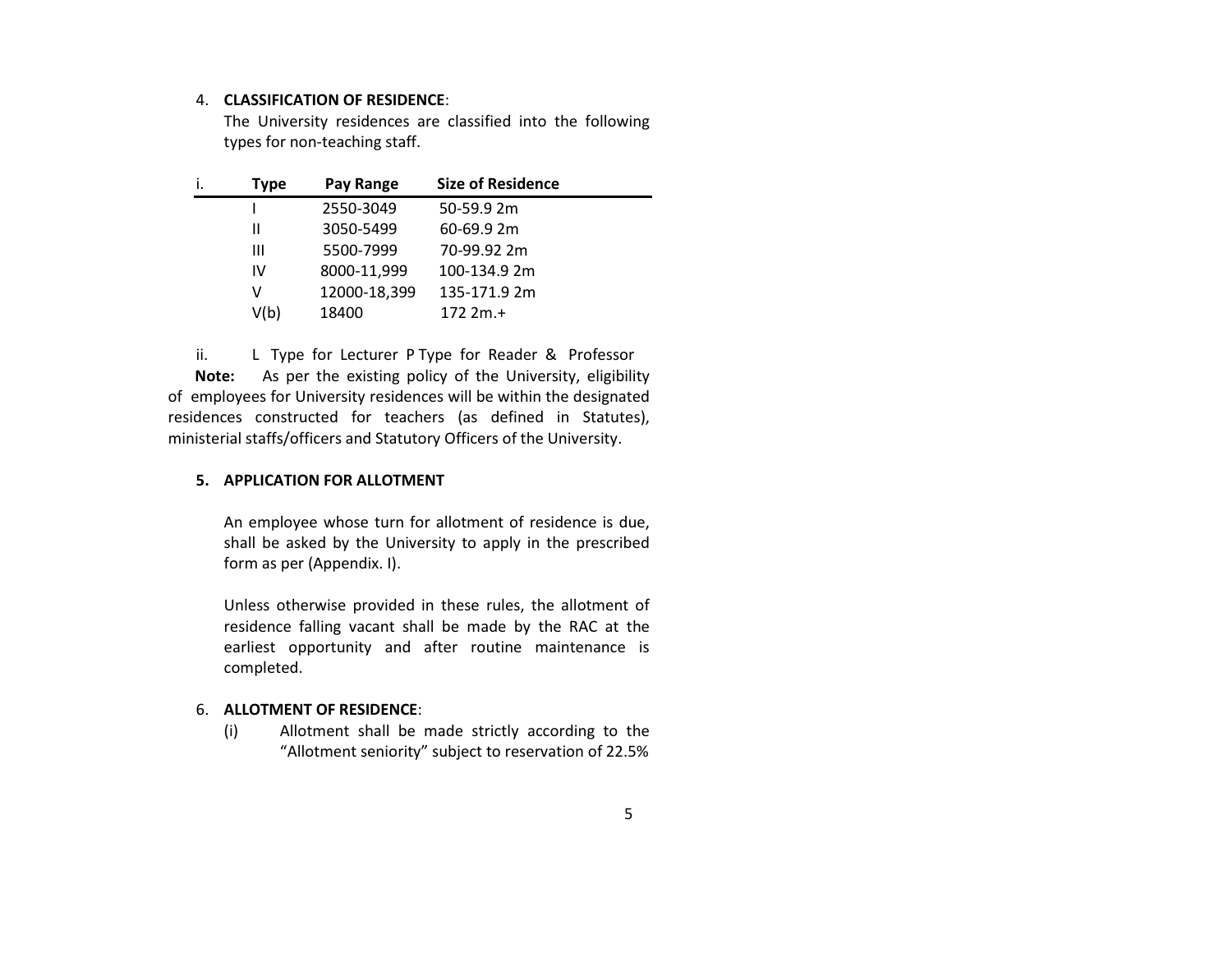4. **CLASSIFICATION OF RESIDENCE**:

The University residences are classified into the following types for non-teaching staff.

i.

| Type | Pay Range | Size of Residence |
|---|---|---|
| I | 2550-3049 | 50-59.9 2m |
| II | 3050-5499 | 60-69.9 2m |
| III | 5500-7999 | 70-99.92 2m |
| IV | 8000-11,999 | 100-134.9 2m |
| V | 12000-18,399 | 135-171.9 2m |
| V(b) | 18400 | 172 2m.+ |

ii. L Type for Lecturer P Type for Reader & Professor

**Note:** As per the existing policy of the University, eligibility of employees for University residences will be within the designated residences constructed for teachers (as defined in Statutes), ministerial staffs/officers and Statutory Officers of the University.

**5. APPLICATION FOR ALLOTMENT**

An employee whose turn for allotment of residence is due, shall be asked by the University to apply in the prescribed form as per (Appendix. I).

Unless otherwise provided in these rules, the allotment of residence falling vacant shall be made by the RAC at the earliest opportunity and after routine maintenance is completed.

6. **ALLOTMENT OF RESIDENCE**:

(i) Allotment shall be made strictly according to the "Allotment seniority" subject to reservation of 22.5%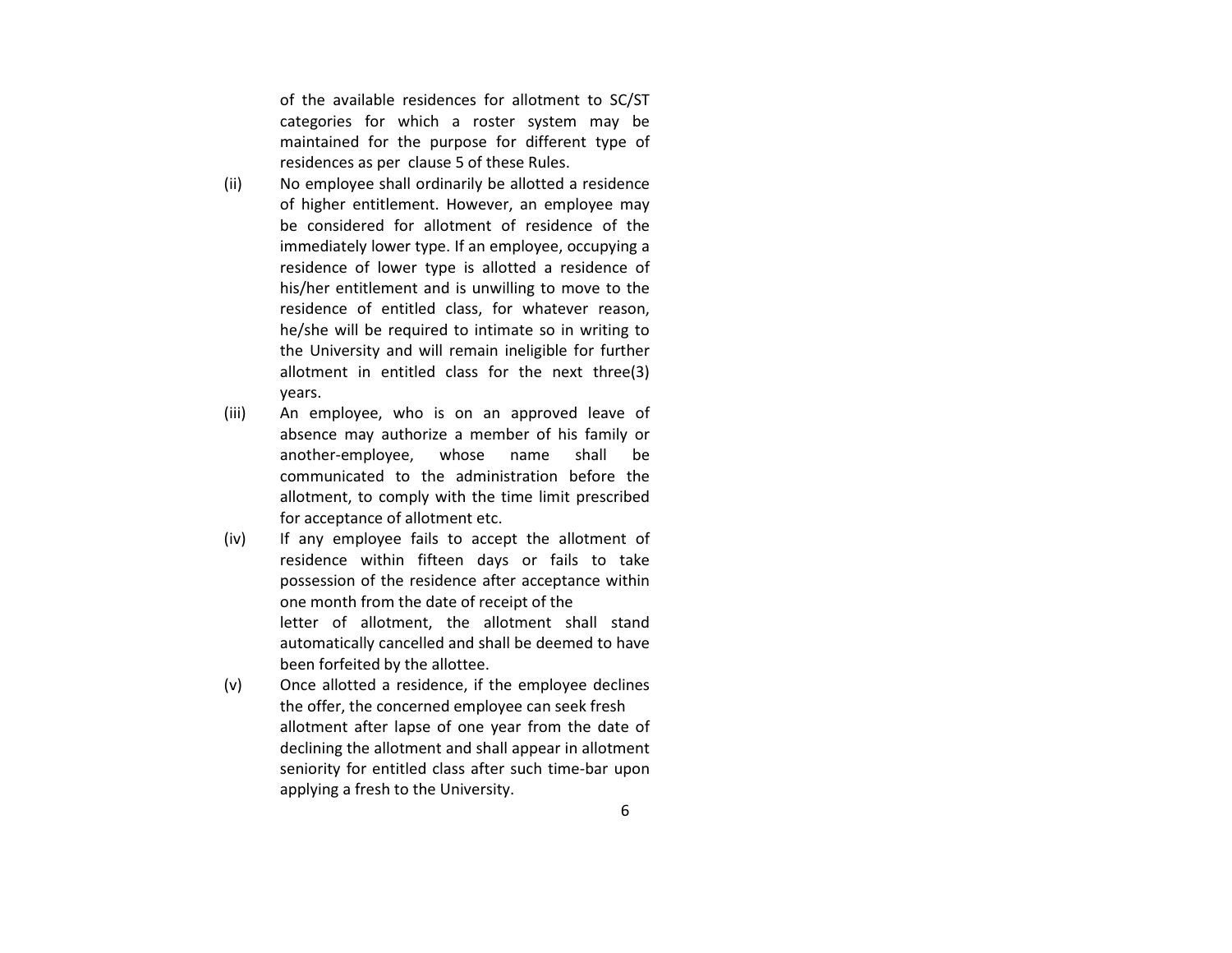of the available residences for allotment to SC/ST categories for which a roster system may be maintained for the purpose for different type of residences as per clause 5 of these Rules.

(ii) No employee shall ordinarily be allotted a residence of higher entitlement. However, an employee may be considered for allotment of residence of the immediately lower type. If an employee, occupying a residence of lower type is allotted a residence of his/her entitlement and is unwilling to move to the residence of entitled class, for whatever reason, he/she will be required to intimate so in writing to the University and will remain ineligible for further allotment in entitled class for the next three(3) years.

(iii) An employee, who is on an approved leave of absence may authorize a member of his family or another-employee, whose name shall be communicated to the administration before the allotment, to comply with the time limit prescribed for acceptance of allotment etc.

(iv) If any employee fails to accept the allotment of residence within fifteen days or fails to take possession of the residence after acceptance within one month from the date of receipt of the letter of allotment, the allotment shall stand automatically cancelled and shall be deemed to have been forfeited by the allottee.

(v) Once allotted a residence, if the employee declines the offer, the concerned employee can seek fresh allotment after lapse of one year from the date of declining the allotment and shall appear in allotment seniority for entitled class after such time-bar upon applying a fresh to the University.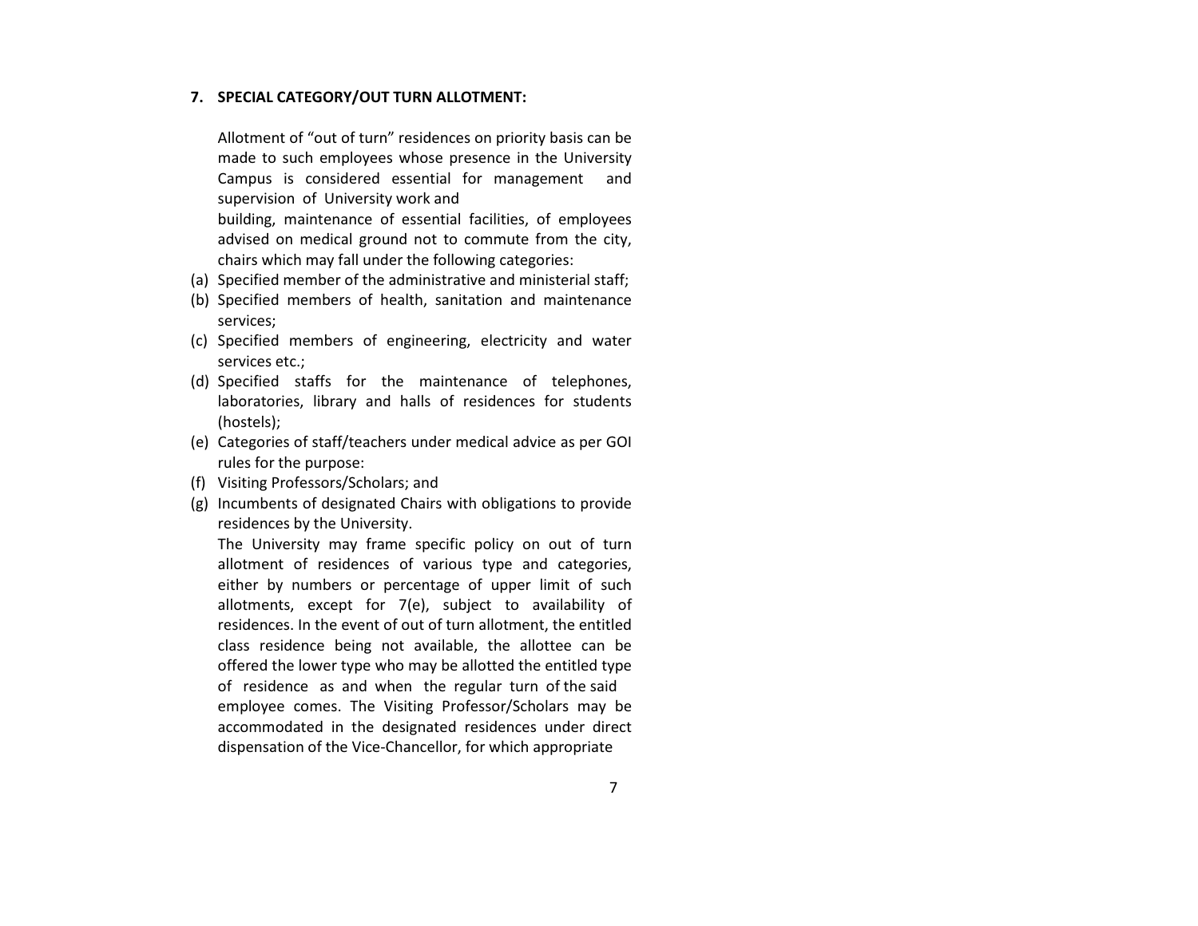## 7. SPECIAL CATEGORY/OUT TURN ALLOTMENT:

Allotment of "out of turn" residences on priority basis can be made to such employees whose presence in the University Campus is considered essential for management and supervision of University work and building, maintenance of essential facilities, of employees advised on medical ground not to commute from the city, chairs which may fall under the following categories:

(a) Specified member of the administrative and ministerial staff;
(b) Specified members of health, sanitation and maintenance services;
(c) Specified members of engineering, electricity and water services etc.;
(d) Specified staffs for the maintenance of telephones, laboratories, library and halls of residences for students (hostels);
(e) Categories of staff/teachers under medical advice as per GOI rules for the purpose:
(f) Visiting Professors/Scholars; and
(g) Incumbents of designated Chairs with obligations to provide residences by the University.

The University may frame specific policy on out of turn allotment of residences of various type and categories, either by numbers or percentage of upper limit of such allotments, except for 7(e), subject to availability of residences. In the event of out of turn allotment, the entitled class residence being not available, the allottee can be offered the lower type who may be allotted the entitled type of residence as and when the regular turn of the said employee comes. The Visiting Professor/Scholars may be accommodated in the designated residences under direct dispensation of the Vice-Chancellor, for which appropriate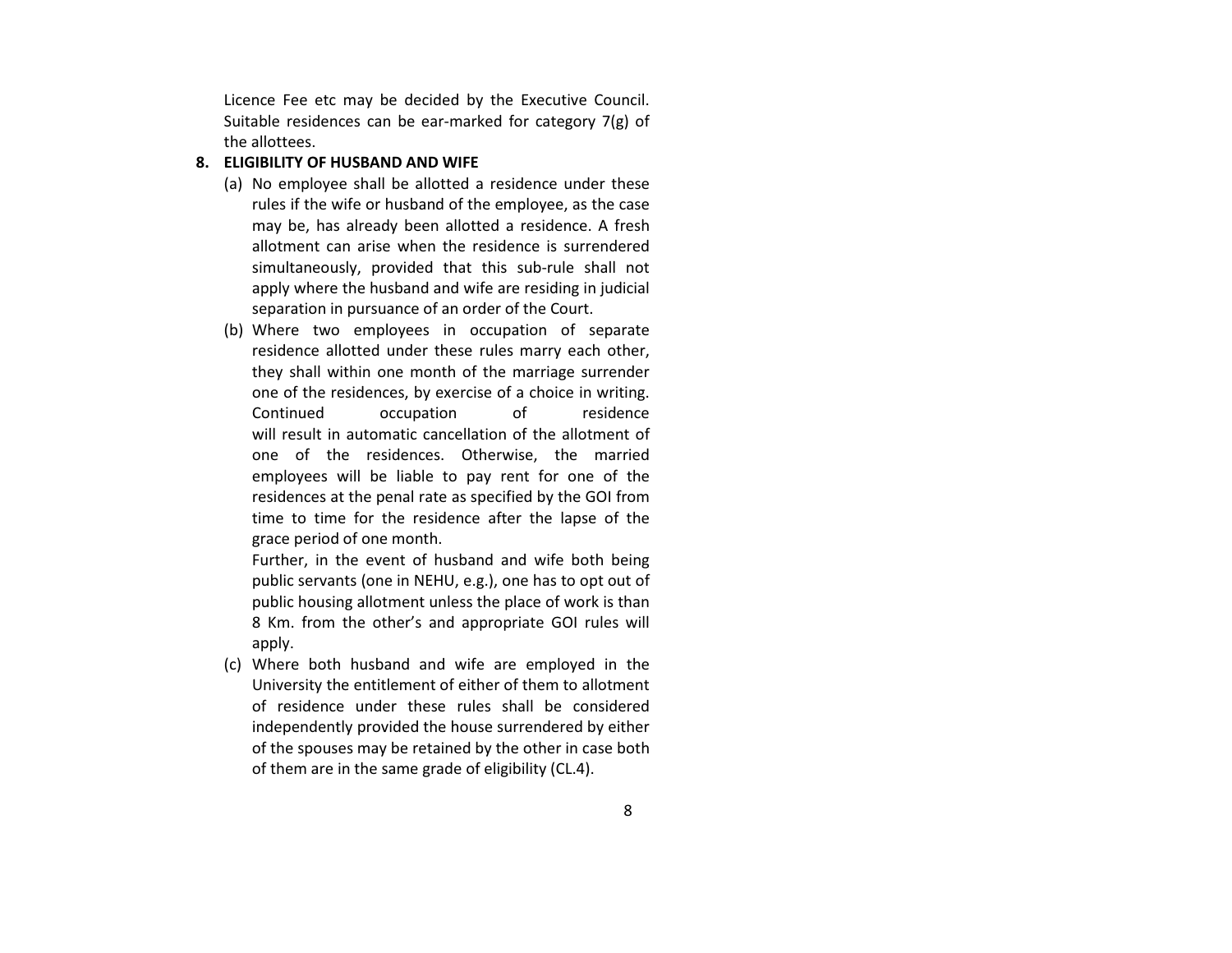Licence Fee etc may be decided by the Executive Council. Suitable residences can be ear-marked for category 7(g) of the allottees.

**8. ELIGIBILITY OF HUSBAND AND WIFE**

(a) No employee shall be allotted a residence under these rules if the wife or husband of the employee, as the case may be, has already been allotted a residence. A fresh allotment can arise when the residence is surrendered simultaneously, provided that this sub-rule shall not apply where the husband and wife are residing in judicial separation in pursuance of an order of the Court.

(b) Where two employees in occupation of separate residence allotted under these rules marry each other, they shall within one month of the marriage surrender one of the residences, by exercise of a choice in writing. Continued occupation of residence will result in automatic cancellation of the allotment of one of the residences. Otherwise, the married employees will be liable to pay rent for one of the residences at the penal rate as specified by the GOI from time to time for the residence after the lapse of the grace period of one month.

Further, in the event of husband and wife both being public servants (one in NEHU, e.g.), one has to opt out of public housing allotment unless the place of work is than 8 Km. from the other's and appropriate GOI rules will apply.

(c) Where both husband and wife are employed in the University the entitlement of either of them to allotment of residence under these rules shall be considered independently provided the house surrendered by either of the spouses may be retained by the other in case both of them are in the same grade of eligibility (CL.4).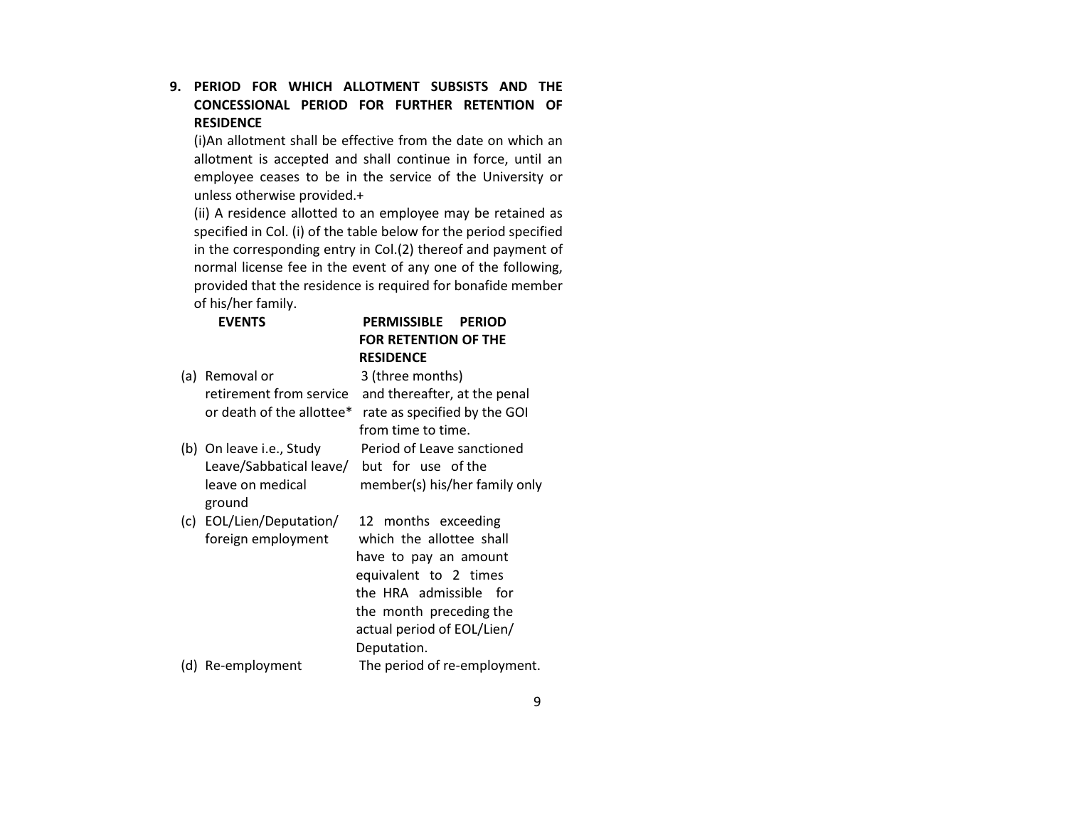**9. PERIOD FOR WHICH ALLOTMENT SUBSISTS AND THE CONCESSIONAL PERIOD FOR FURTHER RETENTION OF RESIDENCE**

(i)An allotment shall be effective from the date on which an allotment is accepted and shall continue in force, until an employee ceases to be in the service of the University or unless otherwise provided.+

(ii) A residence allotted to an employee may be retained as specified in Col. (i) of the table below for the period specified in the corresponding entry in Col.(2) thereof and payment of normal license fee in the event of any one of the following, provided that the residence is required for bonafide member of his/her family.

| | EVENTS | PERMISSIBLE PERIOD FOR RETENTION OF THE RESIDENCE |
|---|---|---|
| (a) | Removal or retirement from service or death of the allottee* | 3 (three months) and thereafter, at the penal rate as specified by the GOI from time to time. |
| (b) | On leave i.e., Study Leave/Sabbatical leave/ leave on medical ground | Period of Leave sanctioned but for use of the member(s) his/her family only |
| (c) | EOL/Lien/Deputation/ foreign employment | 12 months exceeding which the allottee shall have to pay an amount equivalent to 2 times the HRA admissible for the month preceding the actual period of EOL/Lien/ Deputation. |
| (d) | Re-employment | The period of re-employment. |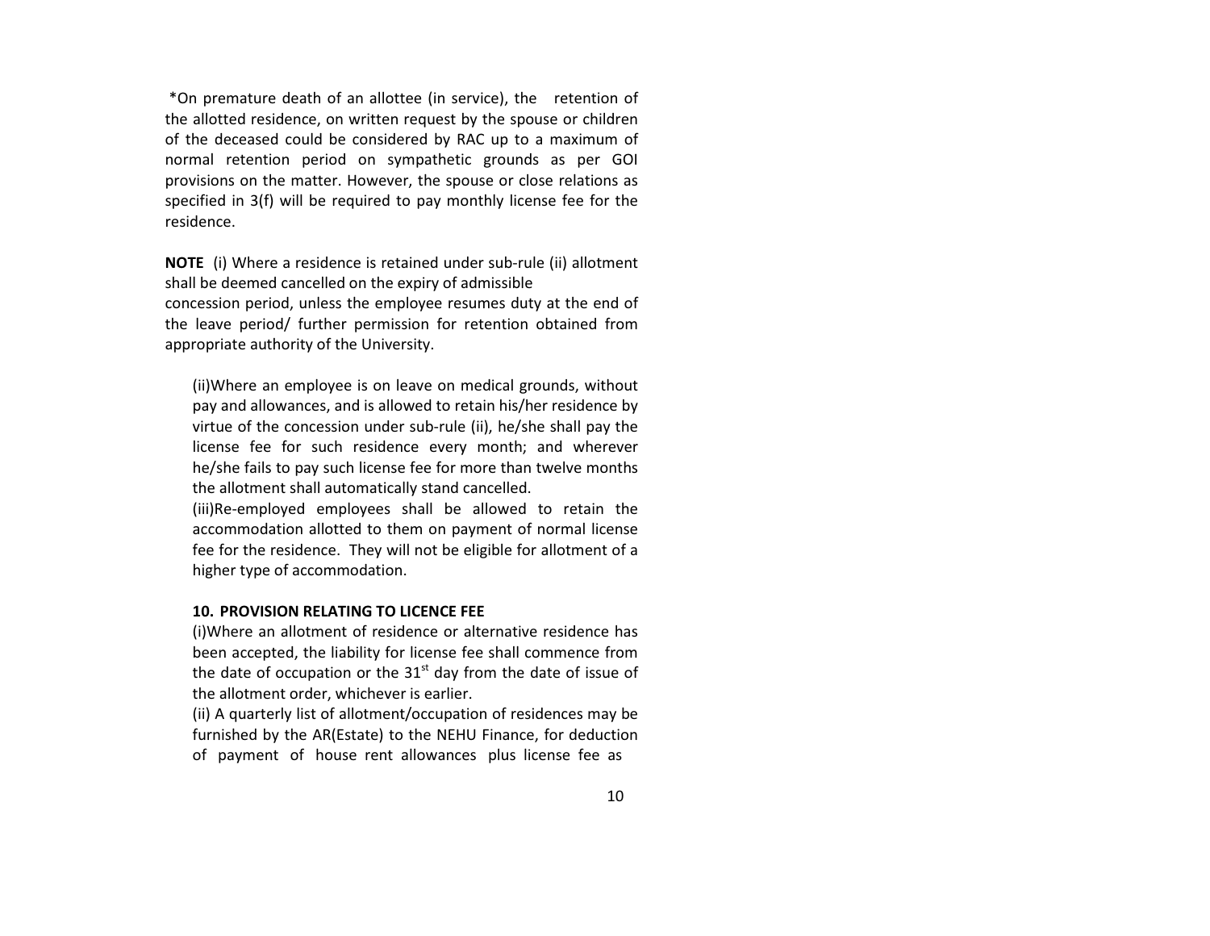*On premature death of an allottee (in service), the retention of the allotted residence, on written request by the spouse or children of the deceased could be considered by RAC up to a maximum of normal retention period on sympathetic grounds as per GOI provisions on the matter. However, the spouse or close relations as specified in 3(f) will be required to pay monthly license fee for the residence.

**NOTE** (i) Where a residence is retained under sub-rule (ii) allotment shall be deemed cancelled on the expiry of admissible concession period, unless the employee resumes duty at the end of the leave period/ further permission for retention obtained from appropriate authority of the University.

(ii)Where an employee is on leave on medical grounds, without pay and allowances, and is allowed to retain his/her residence by virtue of the concession under sub-rule (ii), he/she shall pay the license fee for such residence every month; and wherever he/she fails to pay such license fee for more than twelve months the allotment shall automatically stand cancelled.

(iii)Re-employed employees shall be allowed to retain the accommodation allotted to them on payment of normal license fee for the residence. They will not be eligible for allotment of a higher type of accommodation.

**10. PROVISION RELATING TO LICENCE FEE**

(i)Where an allotment of residence or alternative residence has been accepted, the liability for license fee shall commence from the date of occupation or the 31st day from the date of issue of the allotment order, whichever is earlier.

(ii) A quarterly list of allotment/occupation of residences may be furnished by the AR(Estate) to the NEHU Finance, for deduction of payment of house rent allowances plus license fee as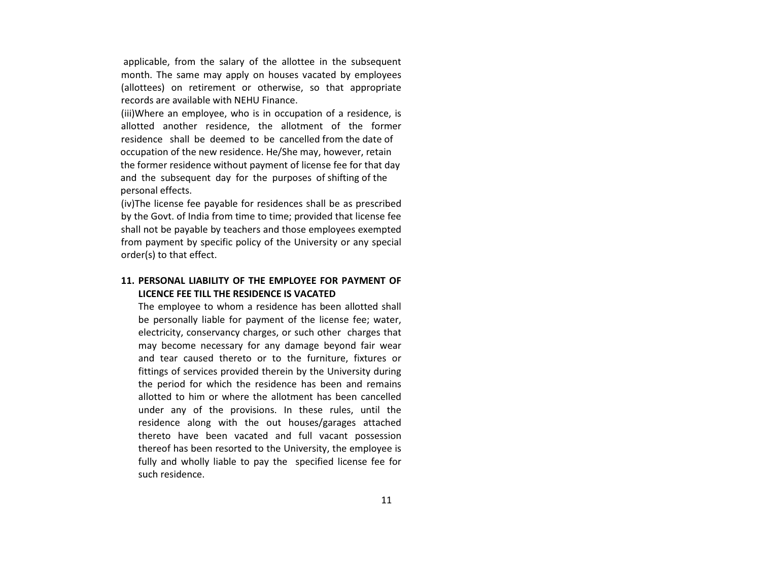applicable, from the salary of the allottee in the subsequent month. The same may apply on houses vacated by employees (allottees) on retirement or otherwise, so that appropriate records are available with NEHU Finance.

(iii)Where an employee, who is in occupation of a residence, is allotted another residence, the allotment of the former residence shall be deemed to be cancelled from the date of occupation of the new residence. He/She may, however, retain the former residence without payment of license fee for that day and the subsequent day for the purposes of shifting of the personal effects.

(iv)The license fee payable for residences shall be as prescribed by the Govt. of India from time to time; provided that license fee shall not be payable by teachers and those employees exempted from payment by specific policy of the University or any special order(s) to that effect.

**11. PERSONAL LIABILITY OF THE EMPLOYEE FOR PAYMENT OF LICENCE FEE TILL THE RESIDENCE IS VACATED**

The employee to whom a residence has been allotted shall be personally liable for payment of the license fee; water, electricity, conservancy charges, or such other charges that may become necessary for any damage beyond fair wear and tear caused thereto or to the furniture, fixtures or fittings of services provided therein by the University during the period for which the residence has been and remains allotted to him or where the allotment has been cancelled under any of the provisions. In these rules, until the residence along with the out houses/garages attached thereto have been vacated and full vacant possession thereof has been resorted to the University, the employee is fully and wholly liable to pay the specified license fee for such residence.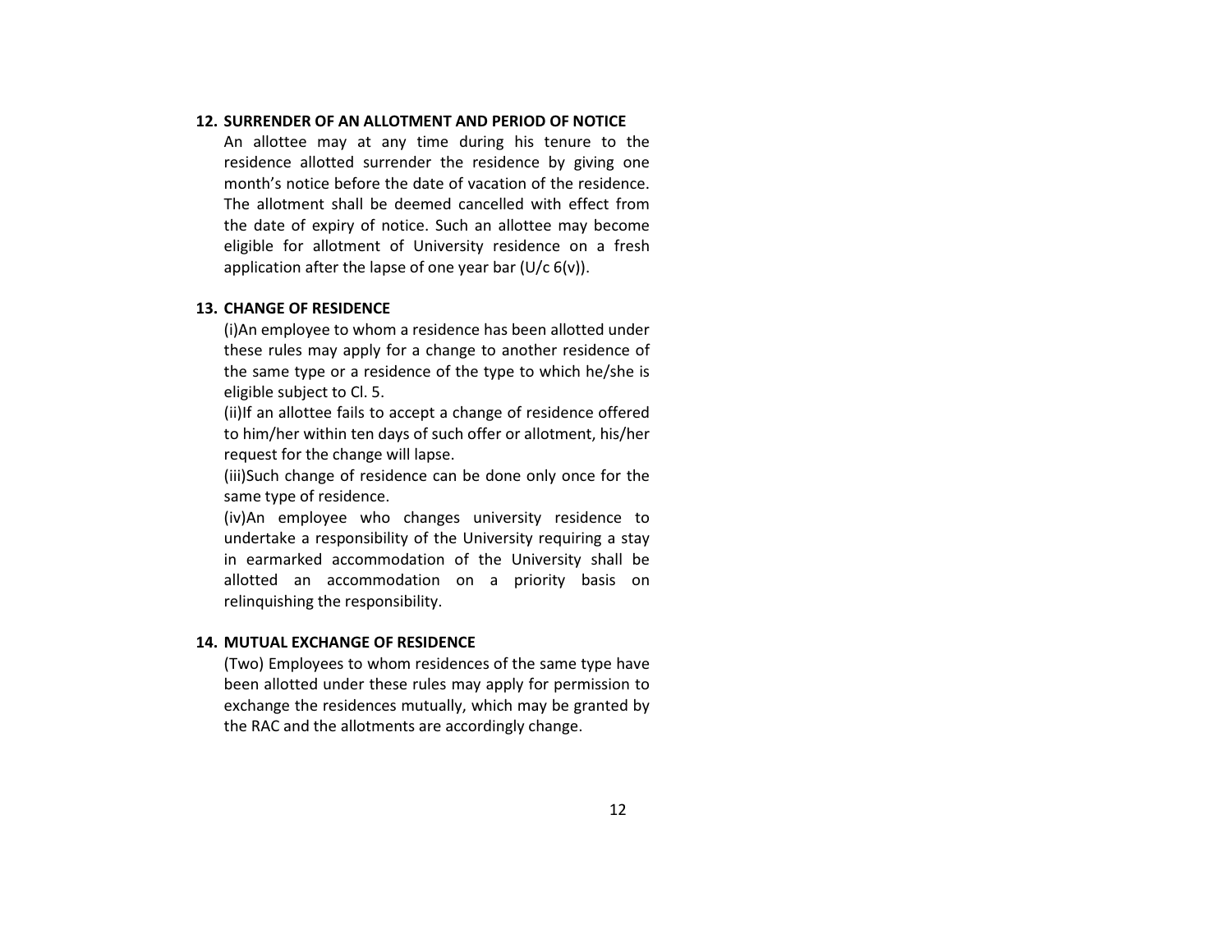## 12. SURRENDER OF AN ALLOTMENT AND PERIOD OF NOTICE

An allottee may at any time during his tenure to the residence allotted surrender the residence by giving one month's notice before the date of vacation of the residence. The allotment shall be deemed cancelled with effect from the date of expiry of notice. Such an allottee may become eligible for allotment of University residence on a fresh application after the lapse of one year bar (U/c 6(v)).

## 13. CHANGE OF RESIDENCE

(i)An employee to whom a residence has been allotted under these rules may apply for a change to another residence of the same type or a residence of the type to which he/she is eligible subject to Cl. 5.

(ii)If an allottee fails to accept a change of residence offered to him/her within ten days of such offer or allotment, his/her request for the change will lapse.

(iii)Such change of residence can be done only once for the same type of residence.

(iv)An employee who changes university residence to undertake a responsibility of the University requiring a stay in earmarked accommodation of the University shall be allotted an accommodation on a priority basis on relinquishing the responsibility.

## 14. MUTUAL EXCHANGE OF RESIDENCE

(Two) Employees to whom residences of the same type have been allotted under these rules may apply for permission to exchange the residences mutually, which may be granted by the RAC and the allotments are accordingly change.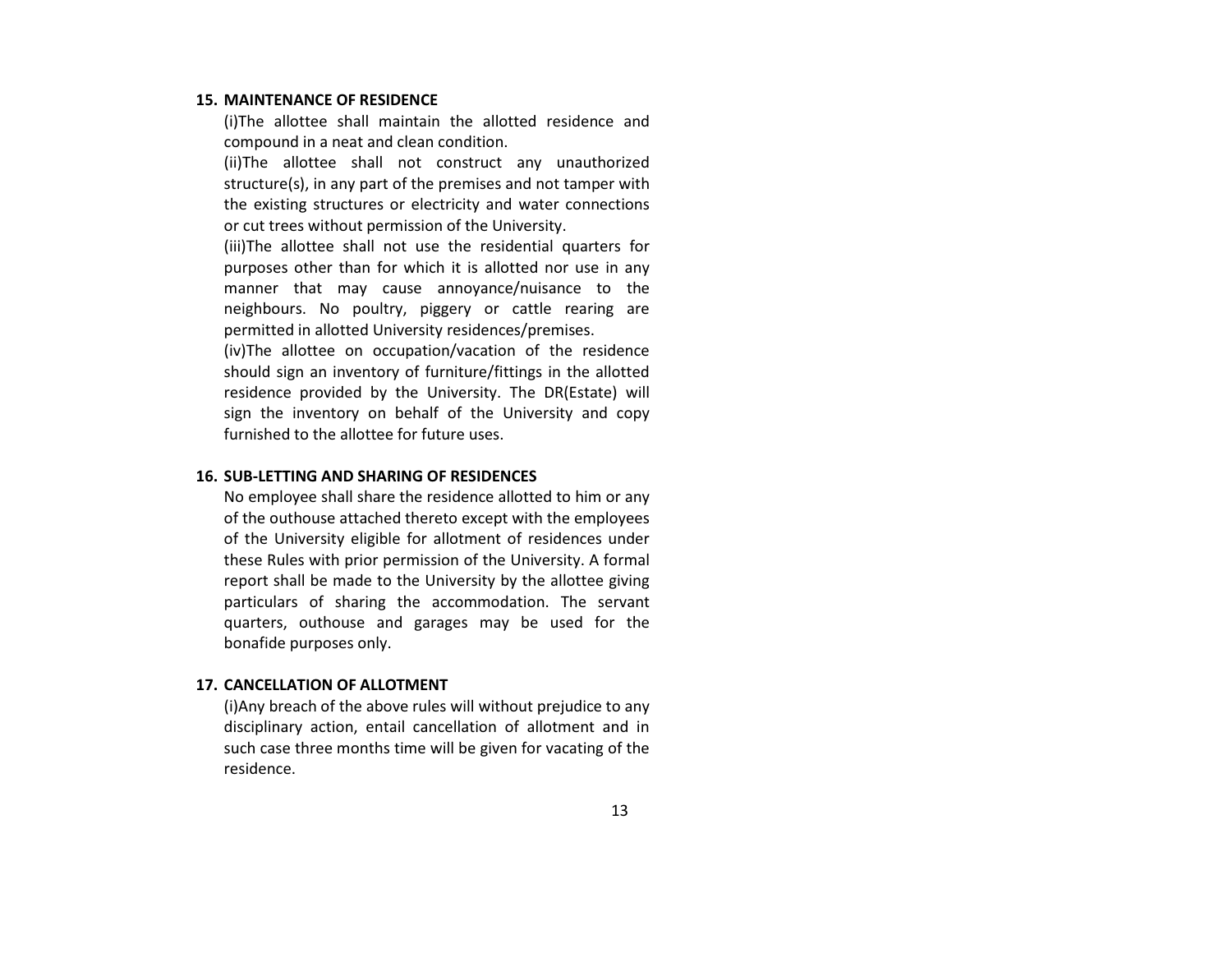### 15. MAINTENANCE OF RESIDENCE

(i)The allottee shall maintain the allotted residence and compound in a neat and clean condition.

(ii)The allottee shall not construct any unauthorized structure(s), in any part of the premises and not tamper with the existing structures or electricity and water connections or cut trees without permission of the University.

(iii)The allottee shall not use the residential quarters for purposes other than for which it is allotted nor use in any manner that may cause annoyance/nuisance to the neighbours. No poultry, piggery or cattle rearing are permitted in allotted University residences/premises.

(iv)The allottee on occupation/vacation of the residence should sign an inventory of furniture/fittings in the allotted residence provided by the University. The DR(Estate) will sign the inventory on behalf of the University and copy furnished to the allottee for future uses.

### 16. SUB-LETTING AND SHARING OF RESIDENCES

No employee shall share the residence allotted to him or any of the outhouse attached thereto except with the employees of the University eligible for allotment of residences under these Rules with prior permission of the University. A formal report shall be made to the University by the allottee giving particulars of sharing the accommodation. The servant quarters, outhouse and garages may be used for the bonafide purposes only.

### 17. CANCELLATION OF ALLOTMENT

(i)Any breach of the above rules will without prejudice to any disciplinary action, entail cancellation of allotment and in such case three months time will be given for vacating of the residence.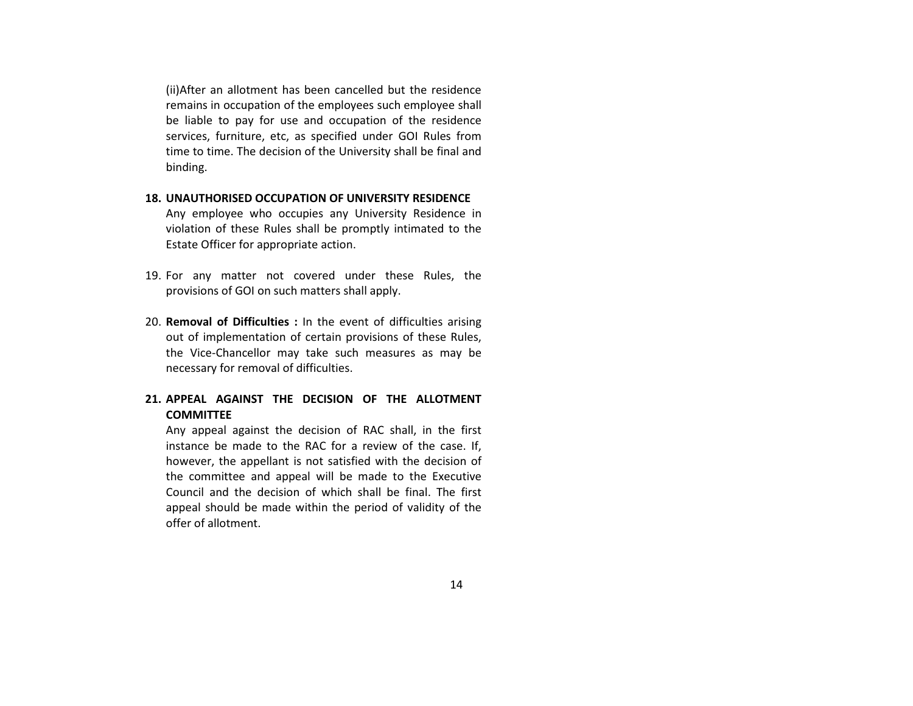(ii)After an allotment has been cancelled but the residence remains in occupation of the employees such employee shall be liable to pay for use and occupation of the residence services, furniture, etc, as specified under GOI Rules from time to time. The decision of the University shall be final and binding.

**18. UNAUTHORISED OCCUPATION OF UNIVERSITY RESIDENCE**

Any employee who occupies any University Residence in violation of these Rules shall be promptly intimated to the Estate Officer for appropriate action.

19. For any matter not covered under these Rules, the provisions of GOI on such matters shall apply.

20. **Removal of Difficulties :** In the event of difficulties arising out of implementation of certain provisions of these Rules, the Vice-Chancellor may take such measures as may be necessary for removal of difficulties.

**21. APPEAL AGAINST THE DECISION OF THE ALLOTMENT COMMITTEE**

Any appeal against the decision of RAC shall, in the first instance be made to the RAC for a review of the case. If, however, the appellant is not satisfied with the decision of the committee and appeal will be made to the Executive Council and the decision of which shall be final. The first appeal should be made within the period of validity of the offer of allotment.